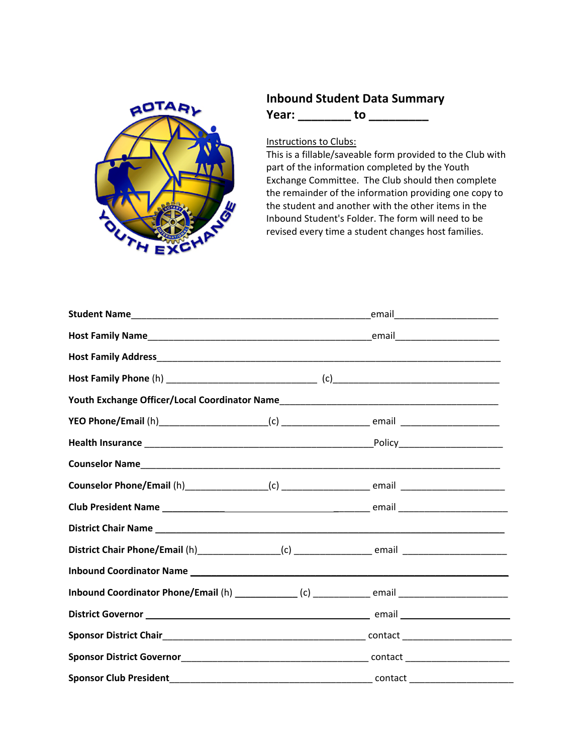# Inbound Student Data Summary

**Year: ________ to _________**

Instructions to Clubs:
This is a fillable/saveable form provided to the Club with part of the information completed by the Youth Exchange Committee. The Club should then complete the remainder of the information providing one copy to the student and another with the other items in the Inbound Student's Folder. The form will need to be revised every time a student changes host families.

**Student Name**_______________________________________________email____________________

**Host Family Name**___________________________________________email____________________

**Host Family Address**_________________________________________________________________

**Host Family Phone** (h) _____________________________ (c)_________________________________

**Youth Exchange Officer/Local Coordinator Name**___________________________________________

**YEO Phone/Email** (h)____________________(c) ________________ email ___________________

**Health Insurance** _____________________________________________Policy____________________

**Counselor Name**______________________________________________________________________

**Counselor Phone/Email** (h)_______________(c) ________________ email ____________________

**Club President Name** ___________________________________ email _____________________

**District Chair Name** ____________________________________________________________________

**District Chair Phone/Email** (h)_______________(c) ______________ email ____________________

**Inbound Coordinator Name** _______________________________________________________________

**Inbound Coordinator Phone/Email** (h) ____________ (c) ___________ email _____________________

**District Governor** ____________________________________________ email ____________________

**Sponsor District Chair**_______________________________________ contact ____________________

**Sponsor District Governor**____________________________________ contact ____________________

**Sponsor Club President**_______________________________________ contact ____________________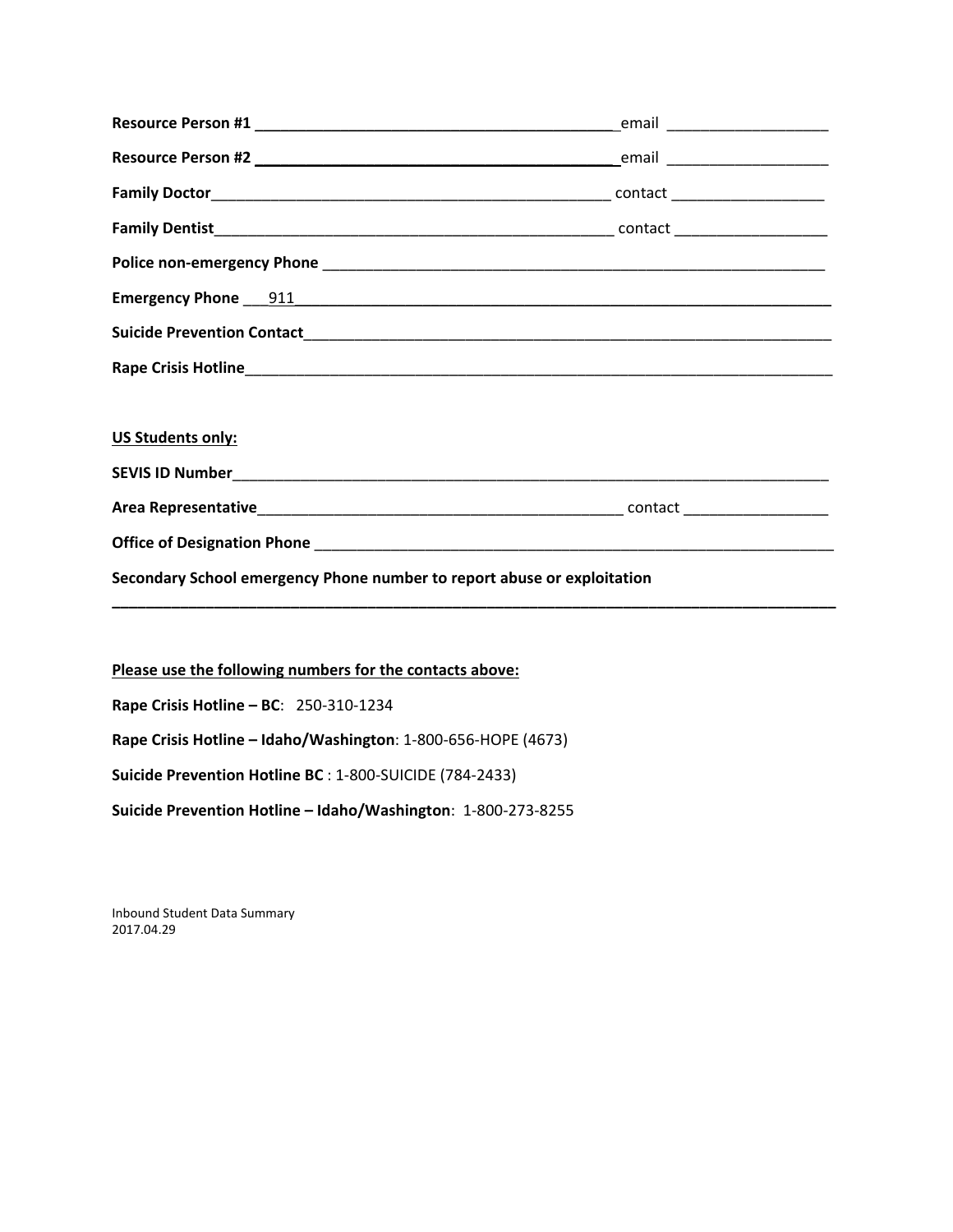**Resource Person #1** ___________________________________________ email ___________________

**Resource Person #2** ___________________________________________ email ___________________

**Family Doctor**_______________________________________________ contact _________________

**Family Dentist**______________________________________________ contact _________________

**Police non-emergency Phone** ____________________________________________________________

**Emergency Phone** ___911___________________________________________________________________

**Suicide Prevention Contact**_______________________________________________________________

**Rape Crisis Hotline**_____________________________________________________________________

**<u>US Students only:</u>**

**SEVIS ID Number**________________________________________________________________________

**Area Representative**__________________________________________ contact ________________

**Office of Designation Phone** ____________________________________________________________

**Secondary School emergency Phone number to report abuse or exploitation**

___________________________________________________________________________________________

**<u>Please use the following numbers for the contacts above:</u>**

**Rape Crisis Hotline – BC**: 250-310-1234

**Rape Crisis Hotline – Idaho/Washington**: 1-800-656-HOPE (4673)

**Suicide Prevention Hotline BC** : 1-800-SUICIDE (784-2433)

**Suicide Prevention Hotline – Idaho/Washington**: 1-800-273-8255

Inbound Student Data Summary
2017.04.29